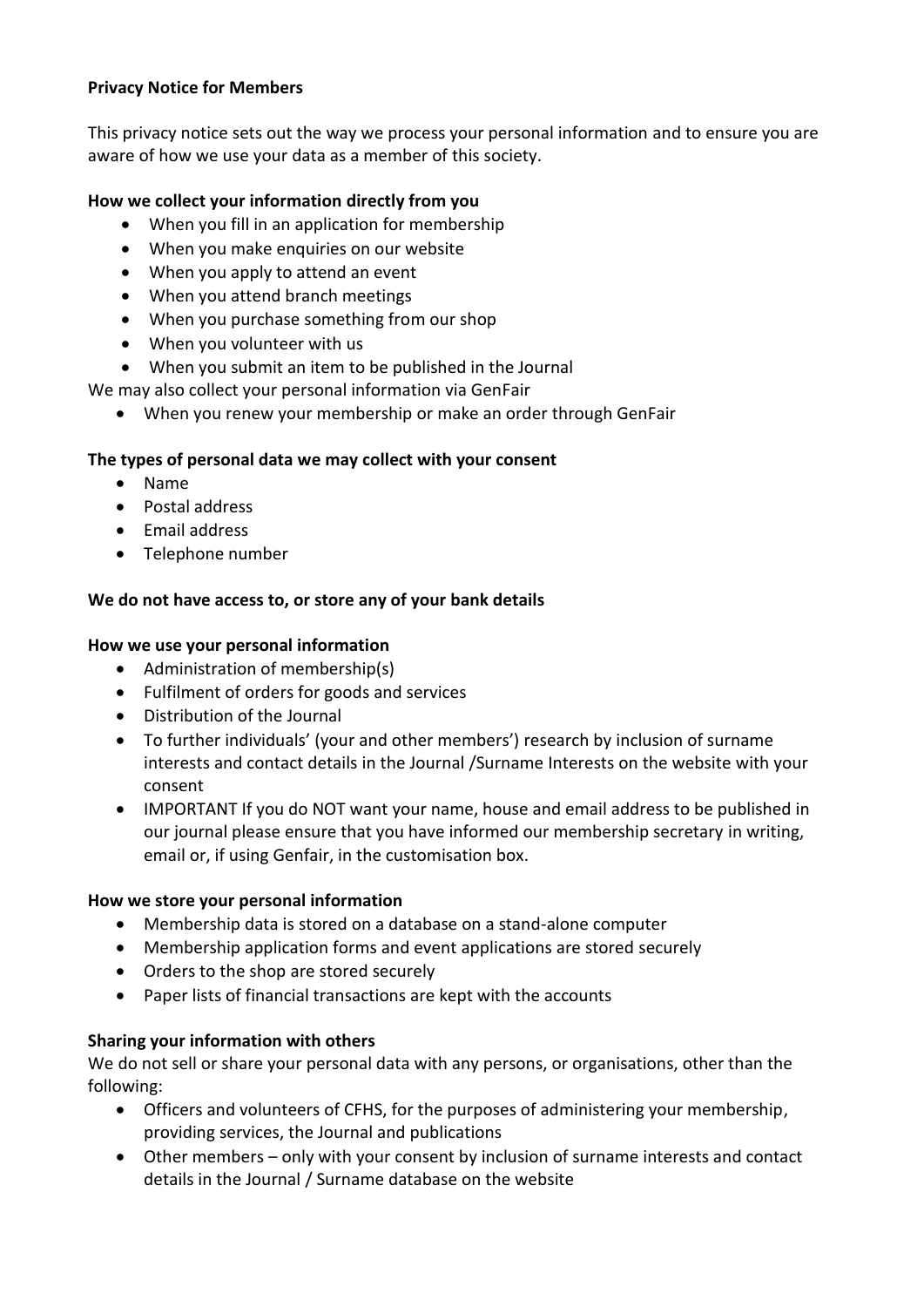**Privacy Notice for Members**

This privacy notice sets out the way we process your personal information and to ensure you are aware of how we use your data as a member of this society.

**How we collect your information directly from you**

- When you fill in an application for membership
- When you make enquiries on our website
- When you apply to attend an event
- When you attend branch meetings
- When you purchase something from our shop
- When you volunteer with us
- When you submit an item to be published in the Journal

We may also collect your personal information via GenFair

- When you renew your membership or make an order through GenFair

**The types of personal data we may collect with your consent**

- Name
- Postal address
- Email address
- Telephone number

**We do not have access to, or store any of your bank details**

**How we use your personal information**

- Administration of membership(s)
- Fulfilment of orders for goods and services
- Distribution of the Journal
- To further individuals' (your and other members') research by inclusion of surname interests and contact details in the Journal /Surname Interests on the website with your consent
- IMPORTANT If you do NOT want your name, house and email address to be published in our journal please ensure that you have informed our membership secretary in writing, email or, if using Genfair, in the customisation box.

**How we store your personal information**

- Membership data is stored on a database on a stand-alone computer
- Membership application forms and event applications are stored securely
- Orders to the shop are stored securely
- Paper lists of financial transactions are kept with the accounts

**Sharing your information with others**

We do not sell or share your personal data with any persons, or organisations, other than the following:

- Officers and volunteers of CFHS, for the purposes of administering your membership, providing services, the Journal and publications
- Other members – only with your consent by inclusion of surname interests and contact details in the Journal / Surname database on the website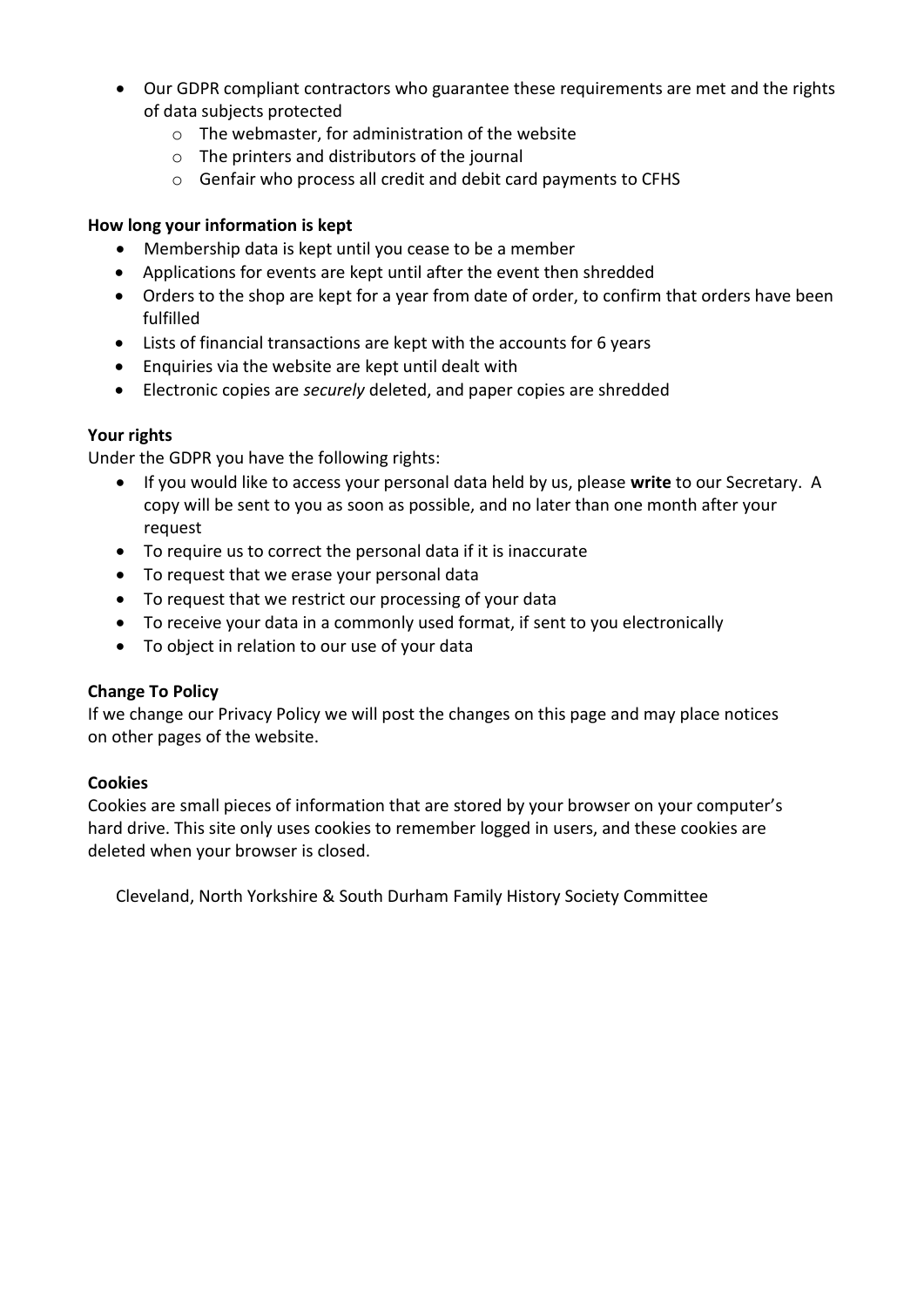- Our GDPR compliant contractors who guarantee these requirements are met and the rights of data subjects protected
    - The webmaster, for administration of the website
    - The printers and distributors of the journal
    - Genfair who process all credit and debit card payments to CFHS

**How long your information is kept**

- Membership data is kept until you cease to be a member
- Applications for events are kept until after the event then shredded
- Orders to the shop are kept for a year from date of order, to confirm that orders have been fulfilled
- Lists of financial transactions are kept with the accounts for 6 years
- Enquiries via the website are kept until dealt with
- Electronic copies are *securely* deleted, and paper copies are shredded

**Your rights**

Under the GDPR you have the following rights:

- If you would like to access your personal data held by us, please **write** to our Secretary. A copy will be sent to you as soon as possible, and no later than one month after your request
- To require us to correct the personal data if it is inaccurate
- To request that we erase your personal data
- To request that we restrict our processing of your data
- To receive your data in a commonly used format, if sent to you electronically
- To object in relation to our use of your data

**Change To Policy**

If we change our Privacy Policy we will post the changes on this page and may place notices on other pages of the website.

**Cookies**

Cookies are small pieces of information that are stored by your browser on your computer's hard drive. This site only uses cookies to remember logged in users, and these cookies are deleted when your browser is closed.

Cleveland, North Yorkshire & South Durham Family History Society Committee